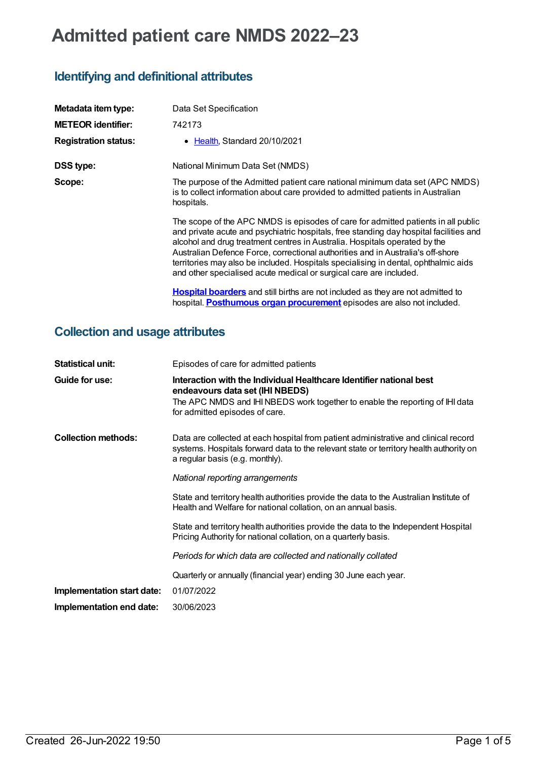# Admitted patient care NMDS 2022–23

## Identifying and definitional attributes

| | |
|---|---|
| **Metadata item type:** | Data Set Specification |
| **METEOR identifier:** | 742173 |
| **Registration status:** | • Health, Standard 20/10/2021 |
| **DSS type:** | National Minimum Data Set (NMDS) |
| **Scope:** | The purpose of the Admitted patient care national minimum data set (APC NMDS) is to collect information about care provided to admitted patients in Australian hospitals.<br><br>The scope of the APC NMDS is episodes of care for admitted patients in all public and private acute and psychiatric hospitals, free standing day hospital facilities and alcohol and drug treatment centres in Australia. Hospitals operated by the Australian Defence Force, correctional authorities and in Australia's off-shore territories may also be included. Hospitals specialising in dental, ophthalmic aids and other specialised acute medical or surgical care are included.<br><br>**Hospital boarders** and still births are not included as they are not admitted to hospital. **Posthumous organ procurement** episodes are also not included. |

## Collection and usage attributes

| | |
|---|---|
| **Statistical unit:** | Episodes of care for admitted patients |
| **Guide for use:** | **Interaction with the Individual Healthcare Identifier national best endeavours data set (IHI NBEDS)**<br>The APC NMDS and IHI NBEDS work together to enable the reporting of IHI data for admitted episodes of care. |
| **Collection methods:** | Data are collected at each hospital from patient administrative and clinical record systems. Hospitals forward data to the relevant state or territory health authority on a regular basis (e.g. monthly).<br><br>*National reporting arrangements*<br><br>State and territory health authorities provide the data to the Australian Institute of Health and Welfare for national collation, on an annual basis.<br><br>State and territory health authorities provide the data to the Independent Hospital Pricing Authority for national collation, on a quarterly basis.<br><br>*Periods for which data are collected and nationally collated*<br><br>Quarterly or annually (financial year) ending 30 June each year. |
| **Implementation start date:** | 01/07/2022 |
| **Implementation end date:** | 30/06/2023 |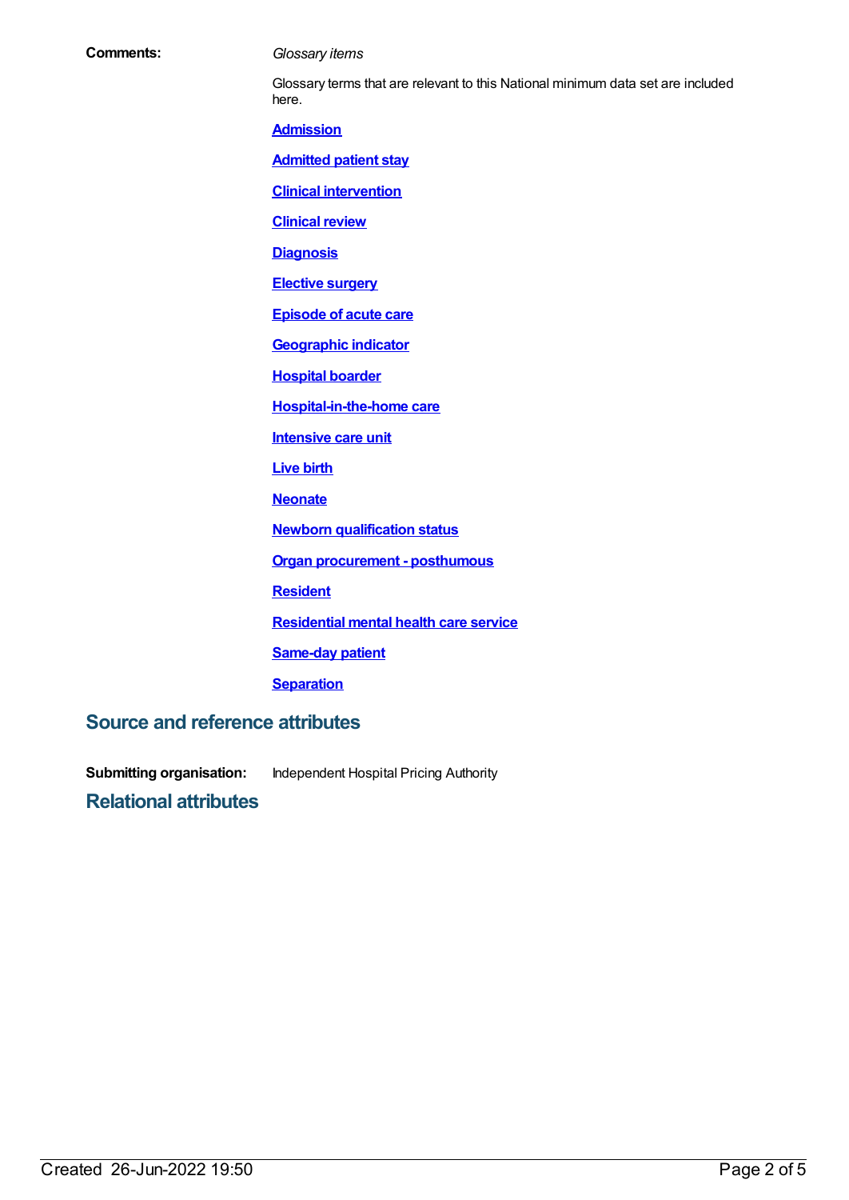**Comments:** *Glossary items*

Glossary terms that are relevant to this National minimum data set are included here.

**Admission**

**Admitted patient stay**

**Clinical intervention**

**Clinical review**

**Diagnosis**

**Elective surgery**

**Episode of acute care**

**Geographic indicator**

**Hospital boarder**

**Hospital-in-the-home care**

**Intensive care unit**

**Live birth**

**Neonate**

**Newborn qualification status**

**Organ procurement - posthumous**

**Resident**

**Residential mental health care service**

**Same-day patient**

**Separation**

## Source and reference attributes

**Submitting organisation:** Independent Hospital Pricing Authority

## Relational attributes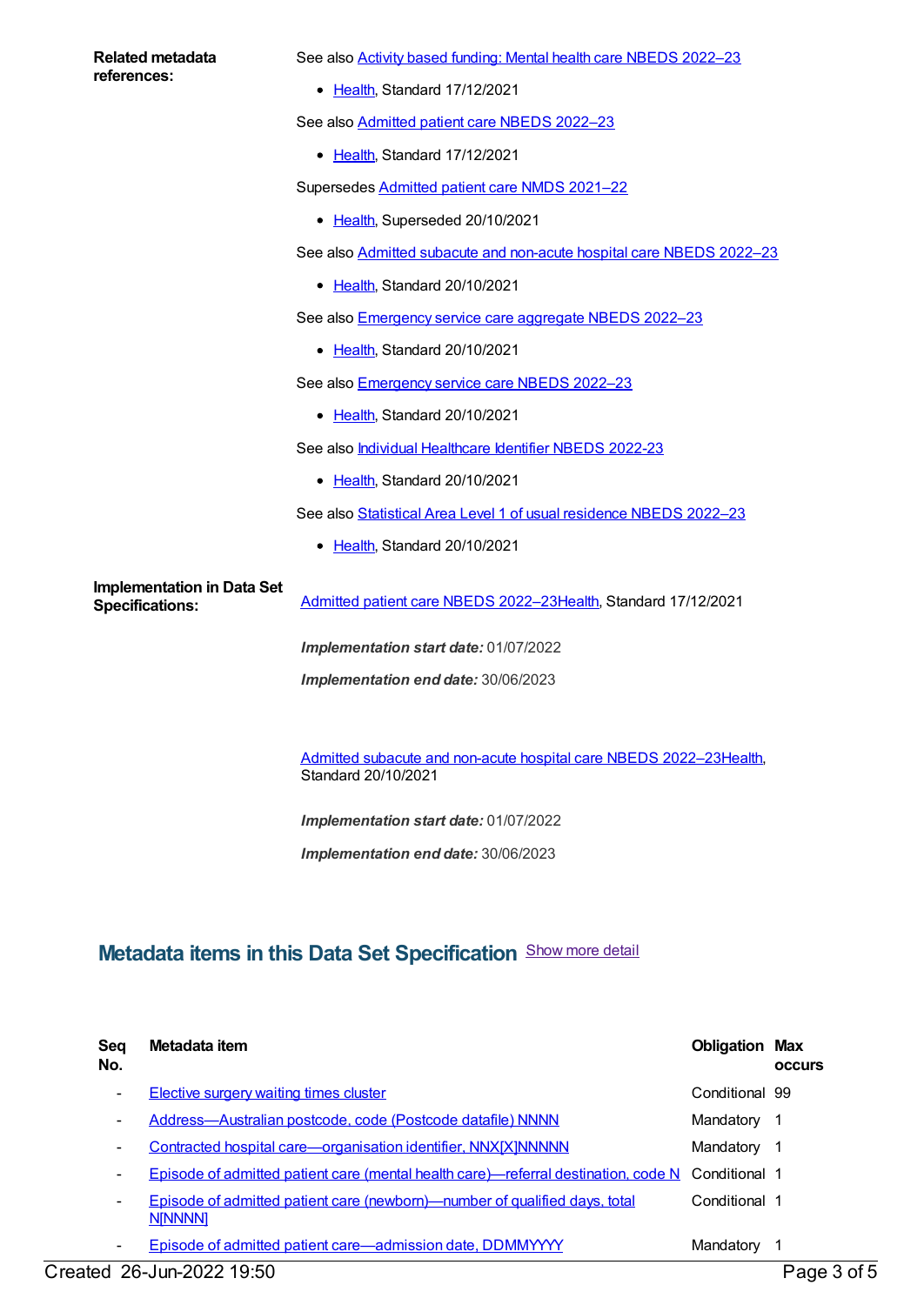**Related metadata references:**

See also Activity based funding: Mental health care NBEDS 2022–23

- Health, Standard 17/12/2021

See also Admitted patient care NBEDS 2022–23

- Health, Standard 17/12/2021

Supersedes Admitted patient care NMDS 2021–22

- Health, Superseded 20/10/2021

See also Admitted subacute and non-acute hospital care NBEDS 2022–23

- Health, Standard 20/10/2021

See also Emergency service care aggregate NBEDS 2022–23

- Health, Standard 20/10/2021

See also Emergency service care NBEDS 2022–23

- Health, Standard 20/10/2021

See also Individual Healthcare Identifier NBEDS 2022-23

- Health, Standard 20/10/2021

See also Statistical Area Level 1 of usual residence NBEDS 2022–23

- Health, Standard 20/10/2021

**Implementation in Data Set Specifications:**

Admitted patient care NBEDS 2022–23Health, Standard 17/12/2021

***Implementation start date:*** 01/07/2022

***Implementation end date:*** 30/06/2023

Admitted subacute and non-acute hospital care NBEDS 2022–23Health, Standard 20/10/2021

***Implementation start date:*** 01/07/2022

***Implementation end date:*** 30/06/2023

## Metadata items in this Data Set Specification

Show more detail

| Seq No. | Metadata item | Obligation | Max occurs |
|---|---|---|---|
| - | Elective surgery waiting times cluster | Conditional | 99 |
| - | Address—Australian postcode, code (Postcode datafile) NNNN | Mandatory | 1 |
| - | Contracted hospital care—organisation identifier, NNX[X]NNNNN | Mandatory | 1 |
| - | Episode of admitted patient care (mental health care)—referral destination, code N | Conditional | 1 |
| - | Episode of admitted patient care (newborn)—number of qualified days, total N[NNNN] | Conditional | 1 |
| - | Episode of admitted patient care—admission date, DDMMYYYY | Mandatory | 1 |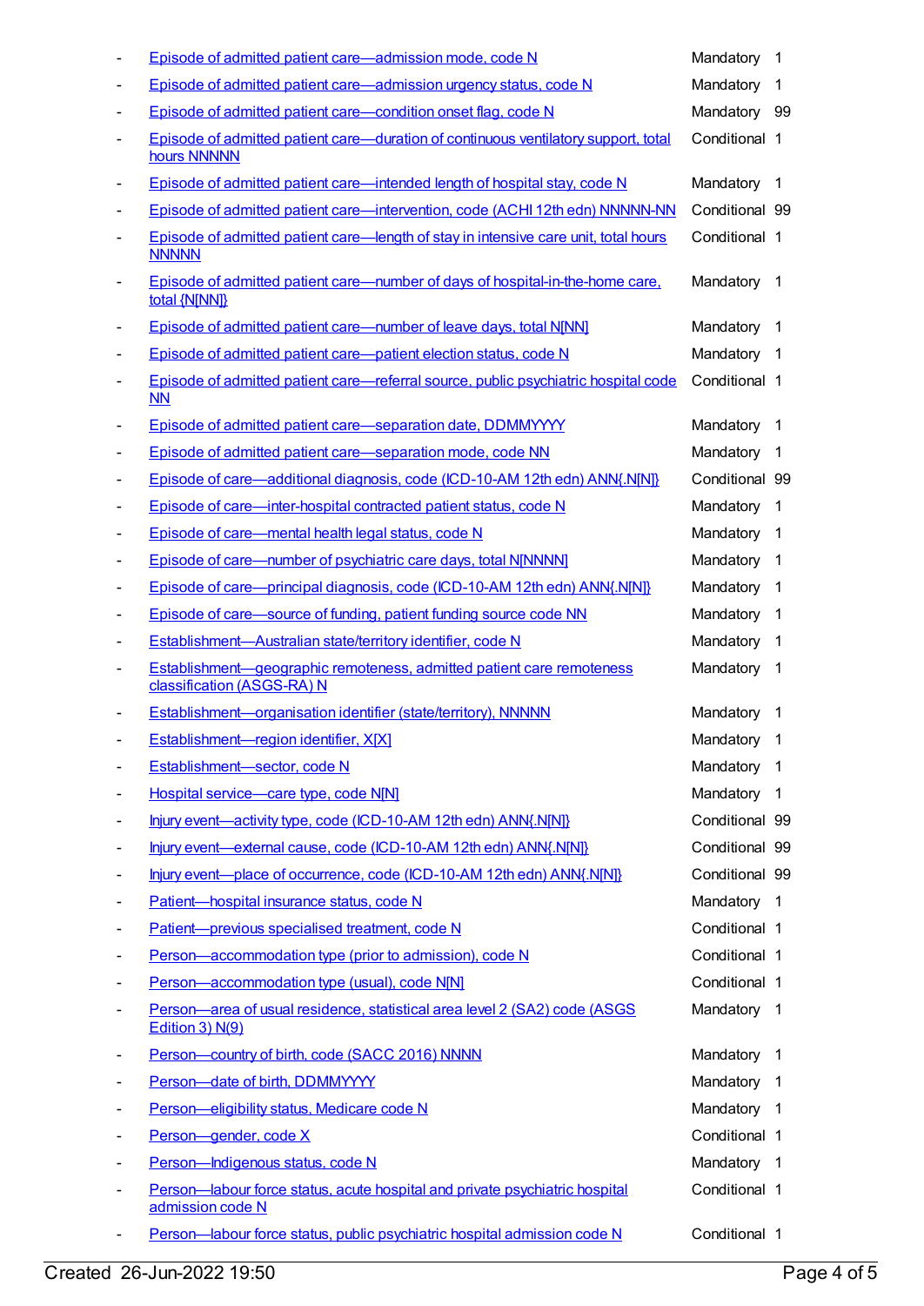| | | | |
|---|---|---|---|
| - | Episode of admitted patient care—admission mode, code N | Mandatory | 1 |
| - | Episode of admitted patient care—admission urgency status, code N | Mandatory | 1 |
| - | Episode of admitted patient care—condition onset flag, code N | Mandatory | 99 |
| - | Episode of admitted patient care—duration of continuous ventilatory support, total hours NNNNN | Conditional | 1 |
| - | Episode of admitted patient care—intended length of hospital stay, code N | Mandatory | 1 |
| - | Episode of admitted patient care—intervention, code (ACHI 12th edn) NNNNN-NN | Conditional | 99 |
| - | Episode of admitted patient care—length of stay in intensive care unit, total hours NNNNN | Conditional | 1 |
| - | Episode of admitted patient care—number of days of hospital-in-the-home care, total {N[NN]} | Mandatory | 1 |
| - | Episode of admitted patient care—number of leave days, total N[NN] | Mandatory | 1 |
| - | Episode of admitted patient care—patient election status, code N | Mandatory | 1 |
| - | Episode of admitted patient care—referral source, public psychiatric hospital code NN | Conditional | 1 |
| - | Episode of admitted patient care—separation date, DDMMYYYY | Mandatory | 1 |
| - | Episode of admitted patient care—separation mode, code NN | Mandatory | 1 |
| - | Episode of care—additional diagnosis, code (ICD-10-AM 12th edn) ANN{.N[N]} | Conditional | 99 |
| - | Episode of care—inter-hospital contracted patient status, code N | Mandatory | 1 |
| - | Episode of care—mental health legal status, code N | Mandatory | 1 |
| - | Episode of care—number of psychiatric care days, total N[NNNN] | Mandatory | 1 |
| - | Episode of care—principal diagnosis, code (ICD-10-AM 12th edn) ANN{.N[N]} | Mandatory | 1 |
| - | Episode of care—source of funding, patient funding source code NN | Mandatory | 1 |
| - | Establishment—Australian state/territory identifier, code N | Mandatory | 1 |
| - | Establishment—geographic remoteness, admitted patient care remoteness classification (ASGS-RA) N | Mandatory | 1 |
| - | Establishment—organisation identifier (state/territory), NNNNN | Mandatory | 1 |
| - | Establishment—region identifier, X[X] | Mandatory | 1 |
| - | Establishment—sector, code N | Mandatory | 1 |
| - | Hospital service—care type, code N[N] | Mandatory | 1 |
| - | Injury event—activity type, code (ICD-10-AM 12th edn) ANN{.N[N]} | Conditional | 99 |
| - | Injury event—external cause, code (ICD-10-AM 12th edn) ANN{.N[N]} | Conditional | 99 |
| - | Injury event—place of occurrence, code (ICD-10-AM 12th edn) ANN{.N[N]} | Conditional | 99 |
| - | Patient—hospital insurance status, code N | Mandatory | 1 |
| - | Patient—previous specialised treatment, code N | Conditional | 1 |
| - | Person—accommodation type (prior to admission), code N | Conditional | 1 |
| - | Person—accommodation type (usual), code N[N] | Conditional | 1 |
| - | Person—area of usual residence, statistical area level 2 (SA2) code (ASGS Edition 3) N(9) | Mandatory | 1 |
| - | Person—country of birth, code (SACC 2016) NNNN | Mandatory | 1 |
| - | Person—date of birth, DDMMYYYY | Mandatory | 1 |
| - | Person—eligibility status, Medicare code N | Mandatory | 1 |
| - | Person—gender, code X | Conditional | 1 |
| - | Person—Indigenous status, code N | Mandatory | 1 |
| - | Person—labour force status, acute hospital and private psychiatric hospital admission code N | Conditional | 1 |
| - | Person—labour force status, public psychiatric hospital admission code N | Conditional | 1 |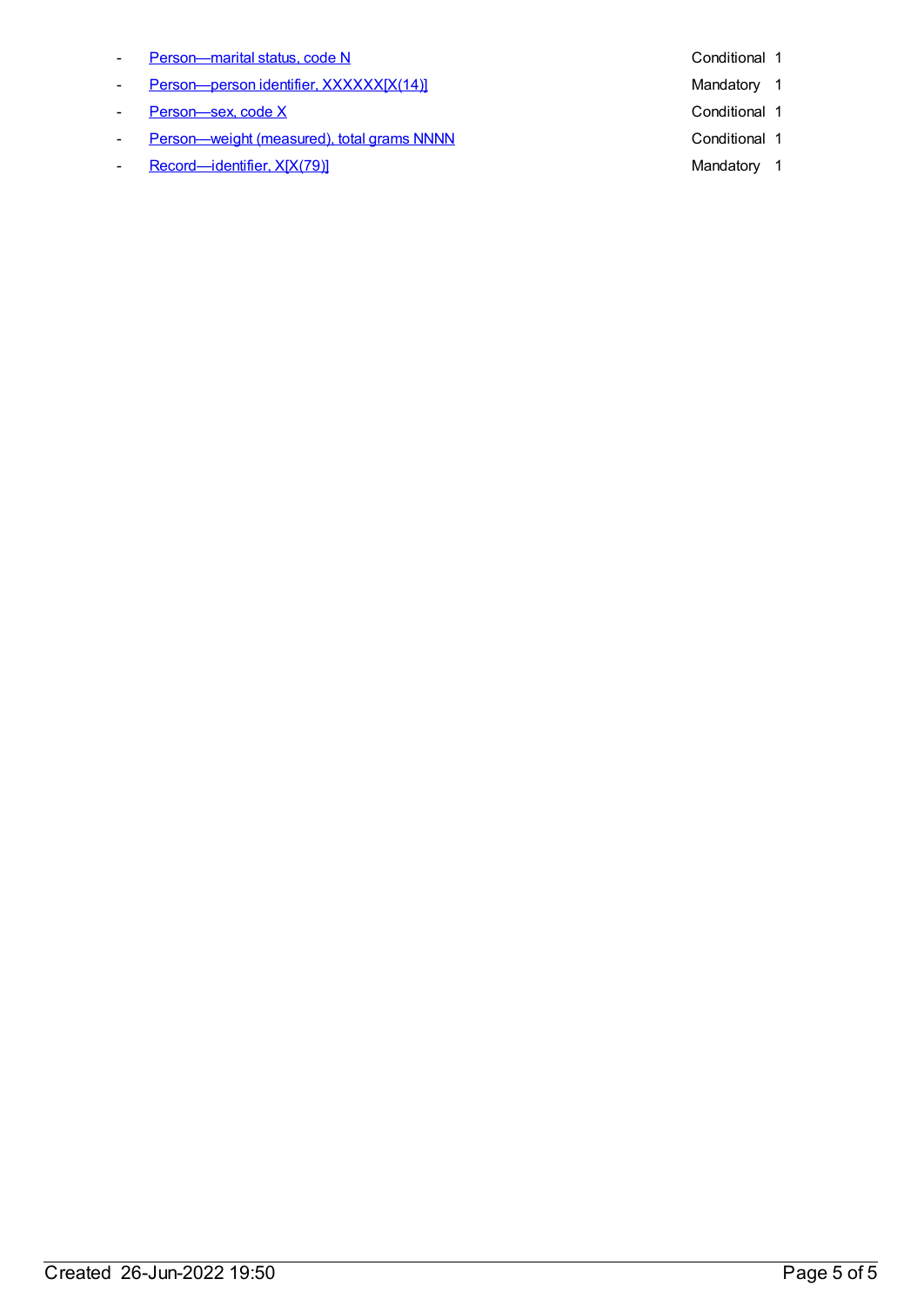- Person—marital status, code N Conditional 1
- Person—person identifier, XXXXXX[X(14)] Mandatory 1
- Person—sex, code X Conditional 1
- Person—weight (measured), total grams NNNN Conditional 1
- Record—identifier, X[X(79)] Mandatory 1